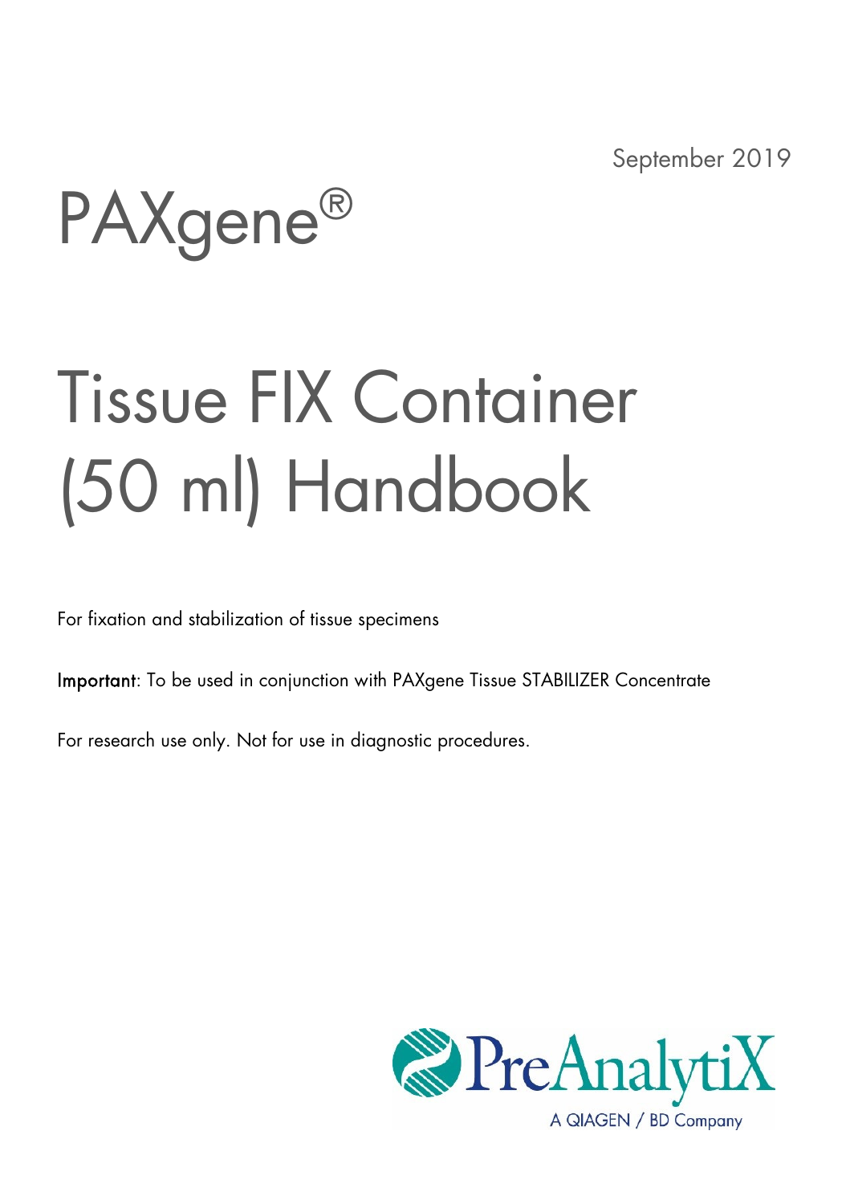September 2019

# PAXgene®

# Tissue FIX Container (50 ml) Handbook

For fixation and stabilization of tissue specimens

**Important**: To be used in conjunction with PAXgene Tissue STABILIZER Concentrate

For research use only. Not for use in diagnostic procedures.

PreAnalytiX

A QIAGEN / BD Company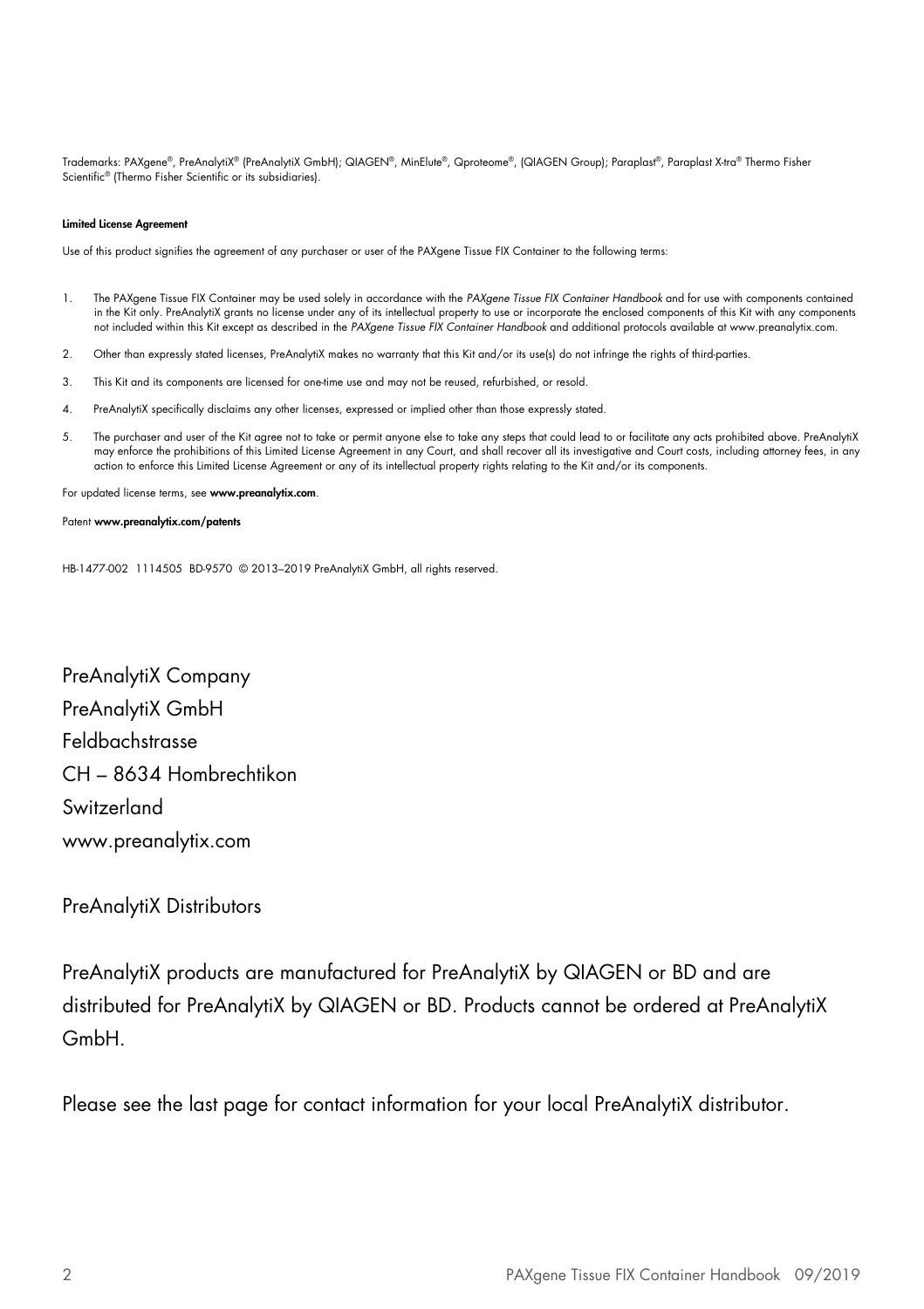Trademarks: PAXgene®, PreAnalytiX® (PreAnalytiX GmbH); QIAGEN®, MinElute®, Qproteome®, (QIAGEN Group); Paraplast®, Paraplast X-tra® Thermo Fisher Scientific® (Thermo Fisher Scientific or its subsidiaries).

**Limited License Agreement**

Use of this product signifies the agreement of any purchaser or user of the PAXgene Tissue FIX Container to the following terms:

1. The PAXgene Tissue FIX Container may be used solely in accordance with the *PAXgene Tissue FIX Container Handbook* and for use with components contained in the Kit only. PreAnalytiX grants no license under any of its intellectual property to use or incorporate the enclosed components of this Kit with any components not included within this Kit except as described in the *PAXgene Tissue FIX Container Handbook* and additional protocols available at www.preanalytix.com.
2. Other than expressly stated licenses, PreAnalytiX makes no warranty that this Kit and/or its use(s) do not infringe the rights of third-parties.
3. This Kit and its components are licensed for one-time use and may not be reused, refurbished, or resold.
4. PreAnalytiX specifically disclaims any other licenses, expressed or implied other than those expressly stated.
5. The purchaser and user of the Kit agree not to take or permit anyone else to take any steps that could lead to or facilitate any acts prohibited above. PreAnalytiX may enforce the prohibitions of this Limited License Agreement in any Court, and shall recover all its investigative and Court costs, including attorney fees, in any action to enforce this Limited License Agreement or any of its intellectual property rights relating to the Kit and/or its components.

For updated license terms, see **www.preanalytix.com**.

Patent **www.preanalytix.com/patents**

HB-1477-002 1114505 BD-9570 © 2013–2019 PreAnalytiX GmbH, all rights reserved.

PreAnalytiX Company
PreAnalytiX GmbH
Feldbachstrasse
CH – 8634 Hombrechtikon
Switzerland
www.preanalytix.com

PreAnalytiX Distributors

PreAnalytiX products are manufactured for PreAnalytiX by QIAGEN or BD and are distributed for PreAnalytiX by QIAGEN or BD. Products cannot be ordered at PreAnalytiX GmbH.

Please see the last page for contact information for your local PreAnalytiX distributor.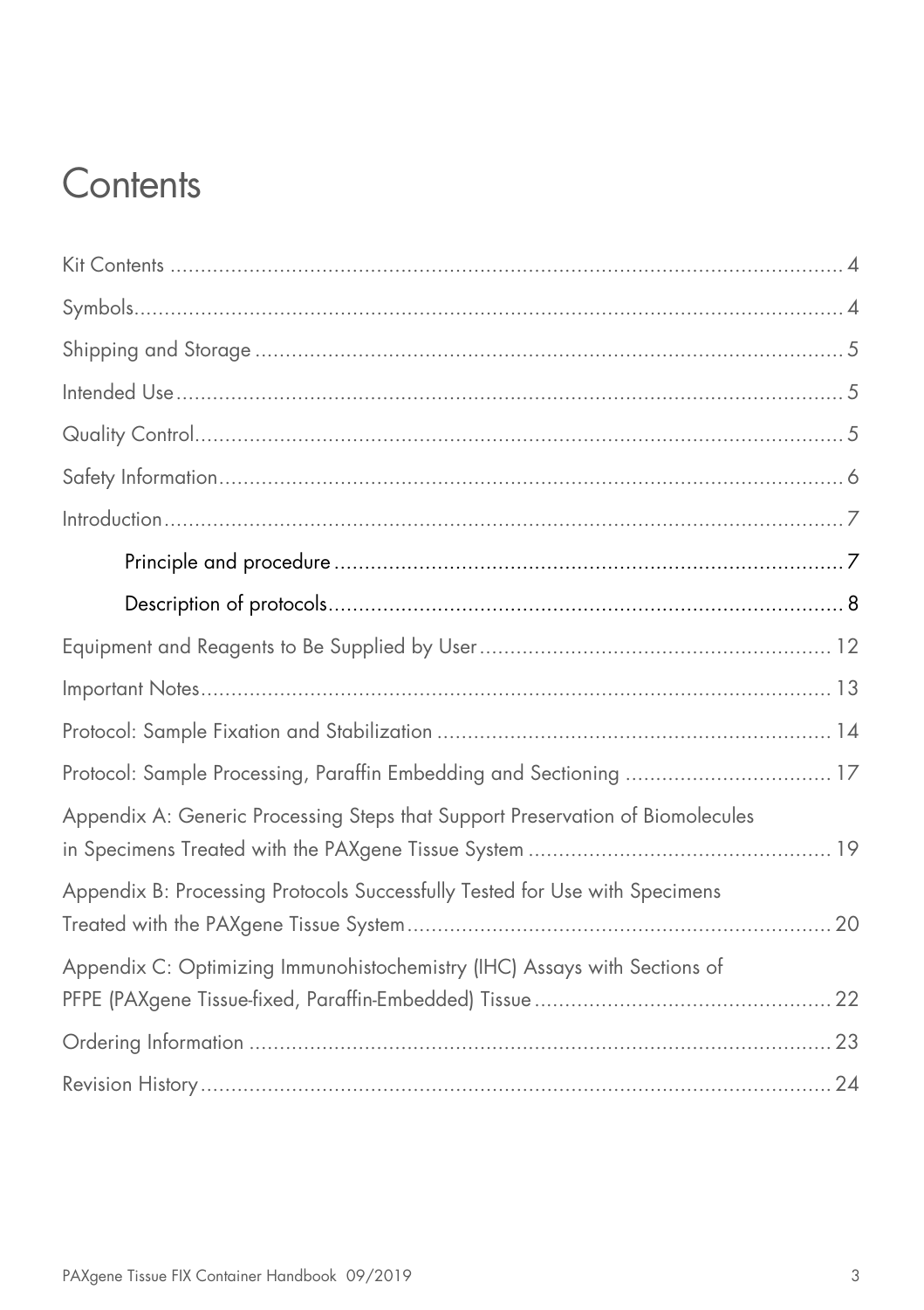# Contents

Kit Contents ............................................................................................................ 4

Symbols.................................................................................................................... 4

Shipping and Storage ............................................................................................... 5

Intended Use.............................................................................................................. 5

Quality Control......................................................................................................... 5

Safety Information..................................................................................................... 6

Introduction................................................................................................................ 7

- Principle and procedure ...................................................................................... 7
- Description of protocols....................................................................................... 8

Equipment and Reagents to Be Supplied by User...................................................... 12

Important Notes......................................................................................................... 13

Protocol: Sample Fixation and Stabilization .............................................................. 14

Protocol: Sample Processing, Paraffin Embedding and Sectioning ............................ 17

Appendix A: Generic Processing Steps that Support Preservation of Biomolecules in Specimens Treated with the PAXgene Tissue System .............................................. 19

Appendix B: Processing Protocols Successfully Tested for Use with Specimens Treated with the PAXgene Tissue System..................................................................... 20

Appendix C: Optimizing Immunohistochemistry (IHC) Assays with Sections of PFPE (PAXgene Tissue-fixed, Paraffin-Embedded) Tissue ............................................... 22

Ordering Information ............................................................................................... 23

Revision History........................................................................................................ 24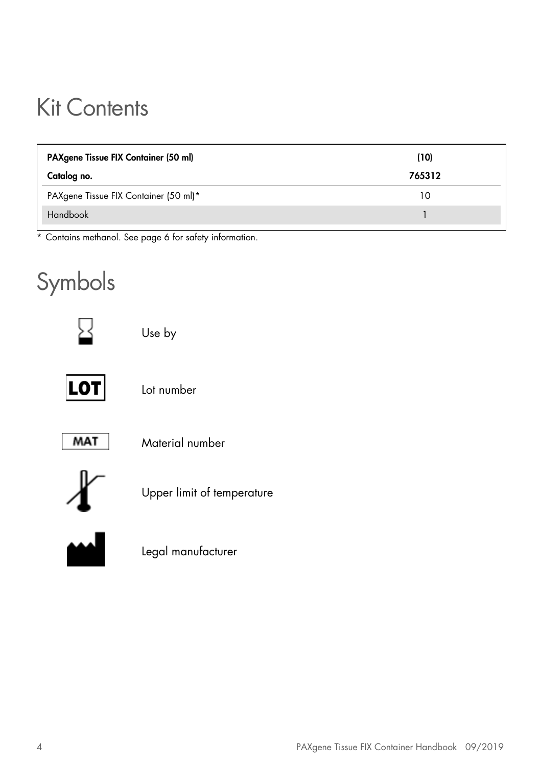# Kit Contents

| PAXgene Tissue FIX Container (50 ml) | (10) |
|---|---|
| **Catalog no.** | **765312** |
| PAXgene Tissue FIX Container (50 ml)* | 10 |
| Handbook | 1 |

* Contains methanol. See page 6 for safety information.

# Symbols

| Symbol | Meaning |
|---|---|
| | Use by |
| LOT | Lot number |
| MAT | Material number |
| | Upper limit of temperature |
| | Legal manufacturer |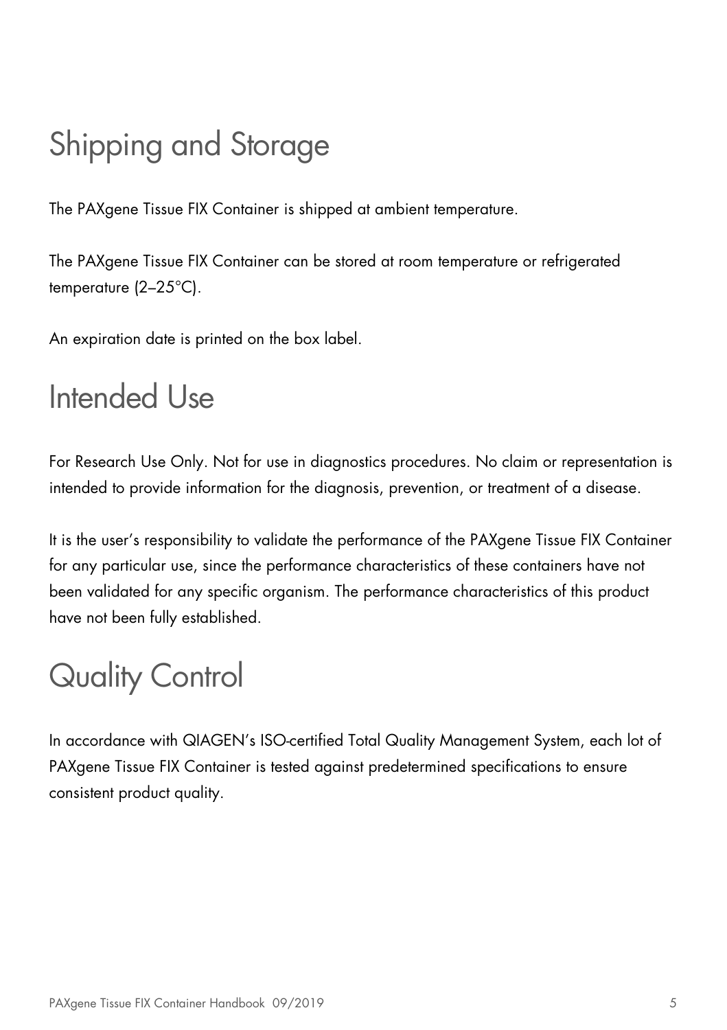# Shipping and Storage

The PAXgene Tissue FIX Container is shipped at ambient temperature.

The PAXgene Tissue FIX Container can be stored at room temperature or refrigerated temperature (2–25°C).

An expiration date is printed on the box label.

# Intended Use

For Research Use Only. Not for use in diagnostics procedures. No claim or representation is intended to provide information for the diagnosis, prevention, or treatment of a disease.

It is the user's responsibility to validate the performance of the PAXgene Tissue FIX Container for any particular use, since the performance characteristics of these containers have not been validated for any specific organism. The performance characteristics of this product have not been fully established.

# Quality Control

In accordance with QIAGEN's ISO-certified Total Quality Management System, each lot of PAXgene Tissue FIX Container is tested against predetermined specifications to ensure consistent product quality.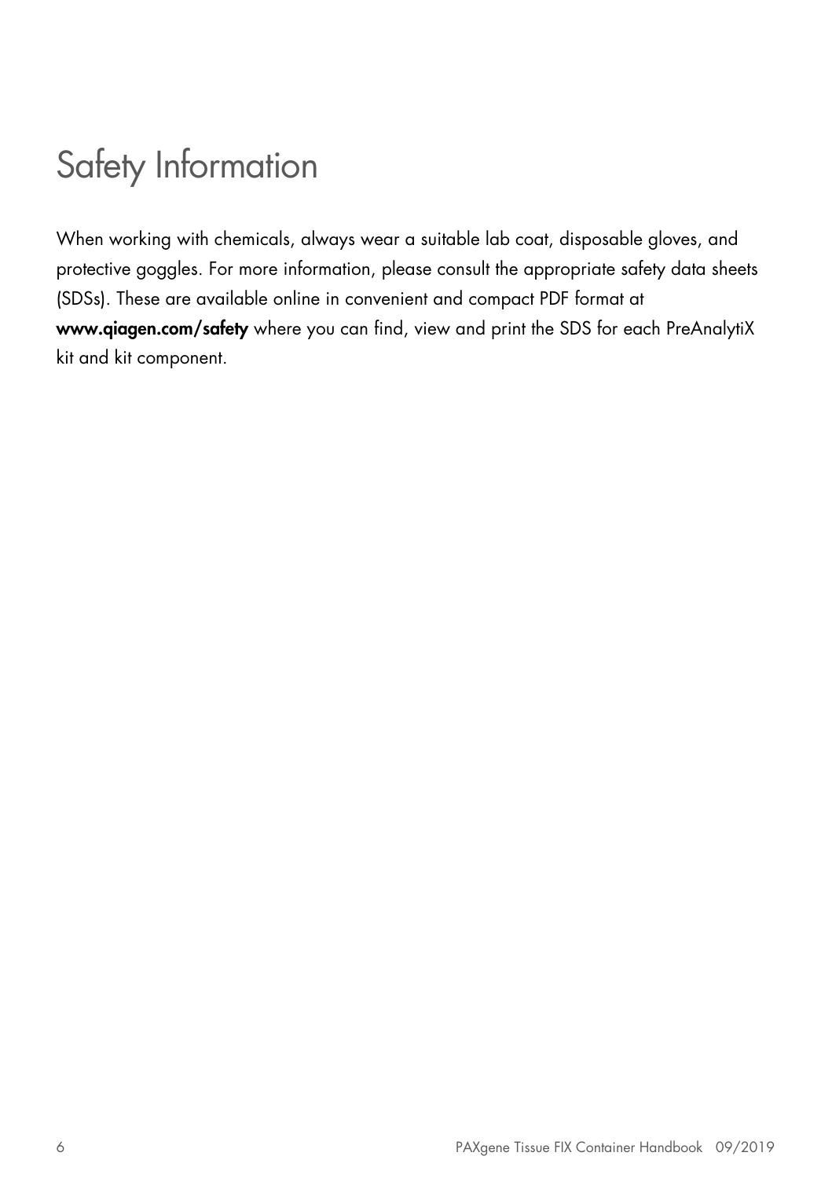# Safety Information

When working with chemicals, always wear a suitable lab coat, disposable gloves, and protective goggles. For more information, please consult the appropriate safety data sheets (SDSs). These are available online in convenient and compact PDF format at **www.qiagen.com/safety** where you can find, view and print the SDS for each PreAnalytiX kit and kit component.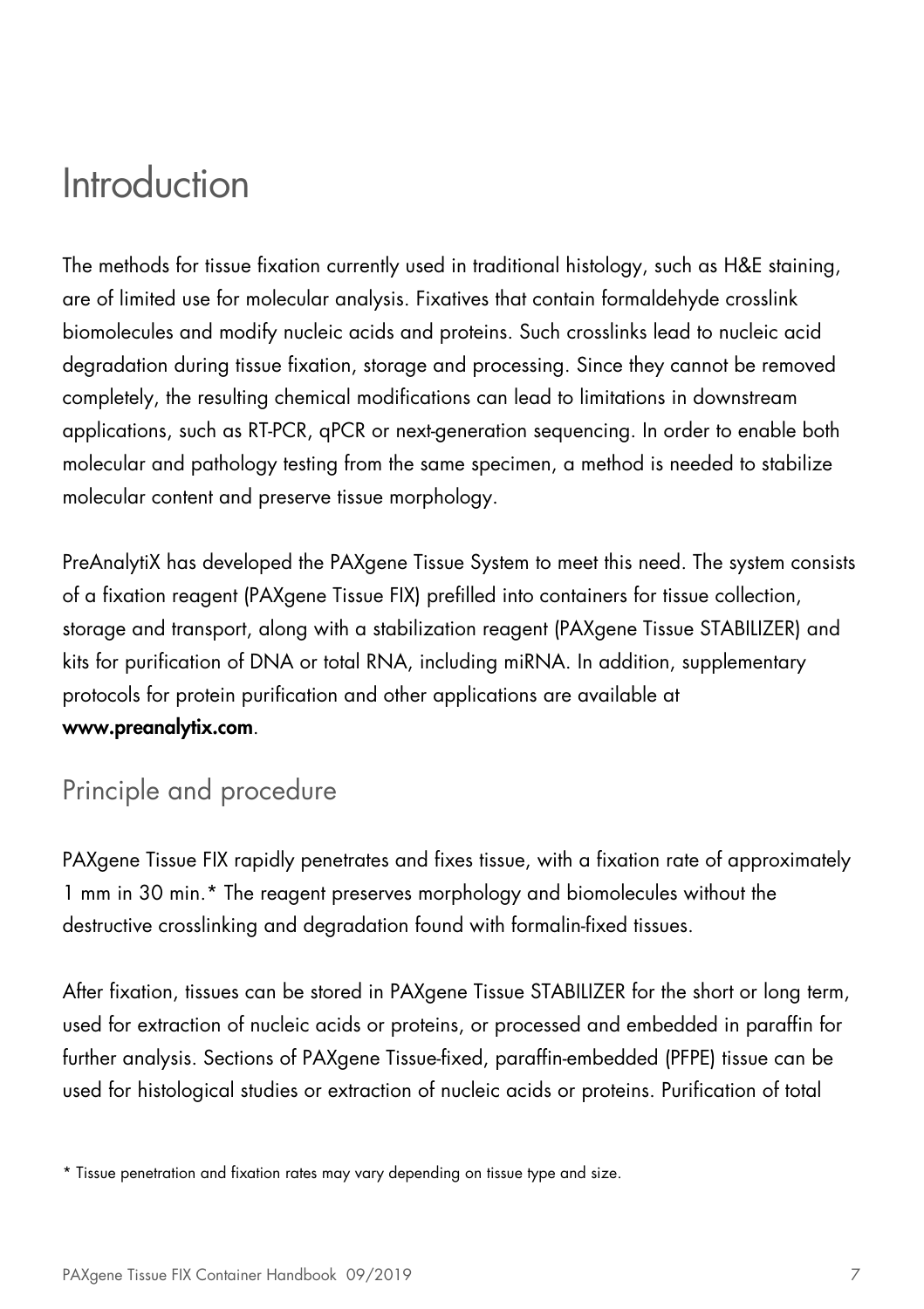# Introduction

The methods for tissue fixation currently used in traditional histology, such as H&E staining, are of limited use for molecular analysis. Fixatives that contain formaldehyde crosslink biomolecules and modify nucleic acids and proteins. Such crosslinks lead to nucleic acid degradation during tissue fixation, storage and processing. Since they cannot be removed completely, the resulting chemical modifications can lead to limitations in downstream applications, such as RT-PCR, qPCR or next-generation sequencing. In order to enable both molecular and pathology testing from the same specimen, a method is needed to stabilize molecular content and preserve tissue morphology.

PreAnalytiX has developed the PAXgene Tissue System to meet this need. The system consists of a fixation reagent (PAXgene Tissue FIX) prefilled into containers for tissue collection, storage and transport, along with a stabilization reagent (PAXgene Tissue STABILIZER) and kits for purification of DNA or total RNA, including miRNA. In addition, supplementary protocols for protein purification and other applications are available at **www.preanalytix.com**.

## Principle and procedure

PAXgene Tissue FIX rapidly penetrates and fixes tissue, with a fixation rate of approximately 1 mm in 30 min.* The reagent preserves morphology and biomolecules without the destructive crosslinking and degradation found with formalin-fixed tissues.

After fixation, tissues can be stored in PAXgene Tissue STABILIZER for the short or long term, used for extraction of nucleic acids or proteins, or processed and embedded in paraffin for further analysis. Sections of PAXgene Tissue-fixed, paraffin-embedded (PFPE) tissue can be used for histological studies or extraction of nucleic acids or proteins. Purification of total

* Tissue penetration and fixation rates may vary depending on tissue type and size.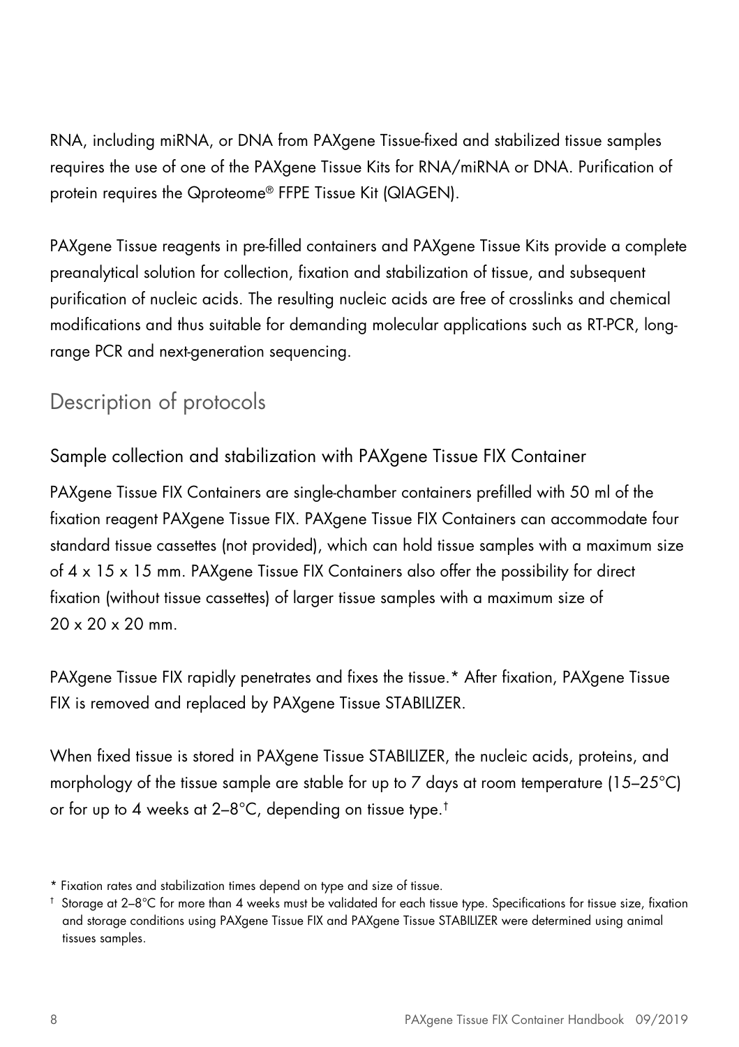RNA, including miRNA, or DNA from PAXgene Tissue-fixed and stabilized tissue samples requires the use of one of the PAXgene Tissue Kits for RNA/miRNA or DNA. Purification of protein requires the Qproteome® FFPE Tissue Kit (QIAGEN).

PAXgene Tissue reagents in pre-filled containers and PAXgene Tissue Kits provide a complete preanalytical solution for collection, fixation and stabilization of tissue, and subsequent purification of nucleic acids. The resulting nucleic acids are free of crosslinks and chemical modifications and thus suitable for demanding molecular applications such as RT-PCR, long-range PCR and next-generation sequencing.

## Description of protocols

### Sample collection and stabilization with PAXgene Tissue FIX Container

PAXgene Tissue FIX Containers are single-chamber containers prefilled with 50 ml of the fixation reagent PAXgene Tissue FIX. PAXgene Tissue FIX Containers can accommodate four standard tissue cassettes (not provided), which can hold tissue samples with a maximum size of 4 x 15 x 15 mm. PAXgene Tissue FIX Containers also offer the possibility for direct fixation (without tissue cassettes) of larger tissue samples with a maximum size of 20 x 20 x 20 mm.

PAXgene Tissue FIX rapidly penetrates and fixes the tissue.* After fixation, PAXgene Tissue FIX is removed and replaced by PAXgene Tissue STABILIZER.

When fixed tissue is stored in PAXgene Tissue STABILIZER, the nucleic acids, proteins, and morphology of the tissue sample are stable for up to 7 days at room temperature (15–25°C) or for up to 4 weeks at 2–8°C, depending on tissue type.†

* Fixation rates and stabilization times depend on type and size of tissue.

† Storage at 2–8°C for more than 4 weeks must be validated for each tissue type. Specifications for tissue size, fixation and storage conditions using PAXgene Tissue FIX and PAXgene Tissue STABILIZER were determined using animal tissues samples.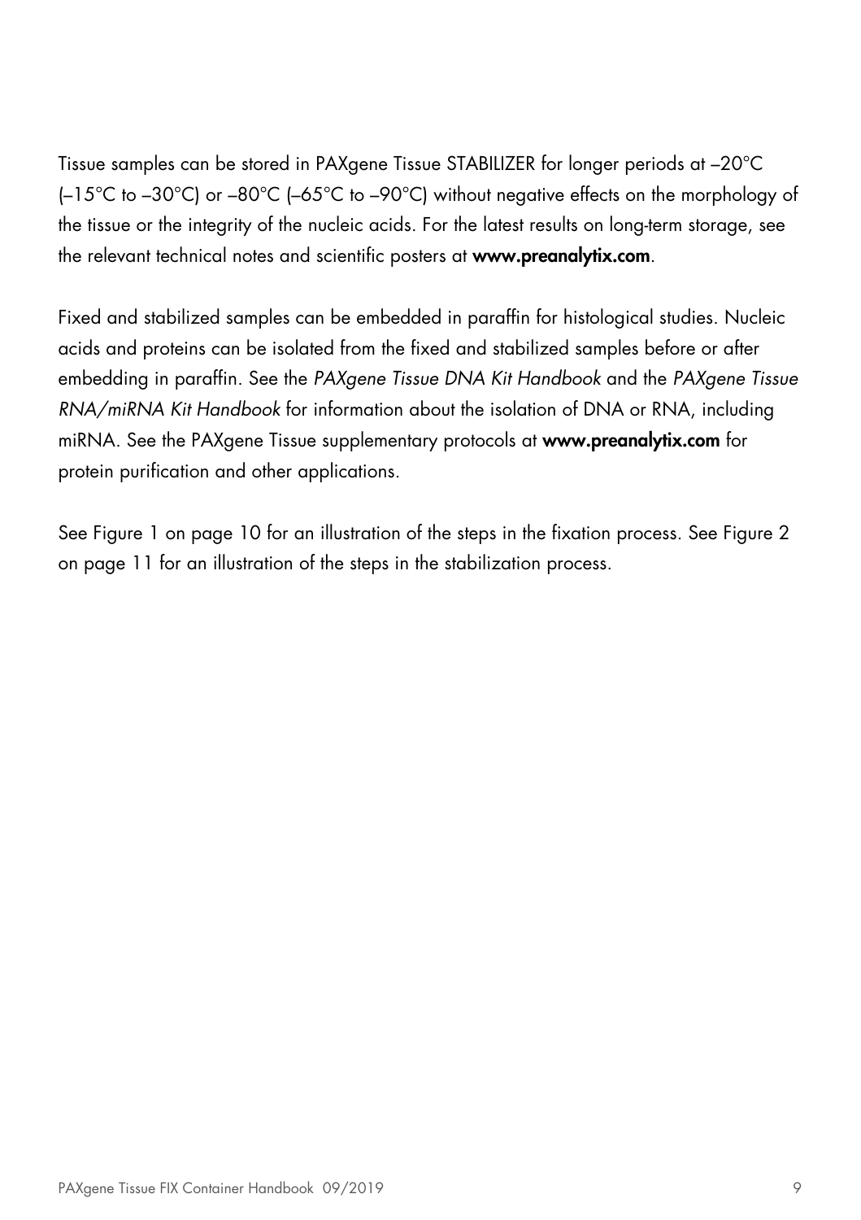Tissue samples can be stored in PAXgene Tissue STABILIZER for longer periods at –20°C (–15°C to –30°C) or –80°C (–65°C to –90°C) without negative effects on the morphology of the tissue or the integrity of the nucleic acids. For the latest results on long-term storage, see the relevant technical notes and scientific posters at **www.preanalytix.com**.

Fixed and stabilized samples can be embedded in paraffin for histological studies. Nucleic acids and proteins can be isolated from the fixed and stabilized samples before or after embedding in paraffin. See the *PAXgene Tissue DNA Kit Handbook* and the *PAXgene Tissue RNA/miRNA Kit Handbook* for information about the isolation of DNA or RNA, including miRNA. See the PAXgene Tissue supplementary protocols at **www.preanalytix.com** for protein purification and other applications.

See Figure 1 on page 10 for an illustration of the steps in the fixation process. See Figure 2 on page 11 for an illustration of the steps in the stabilization process.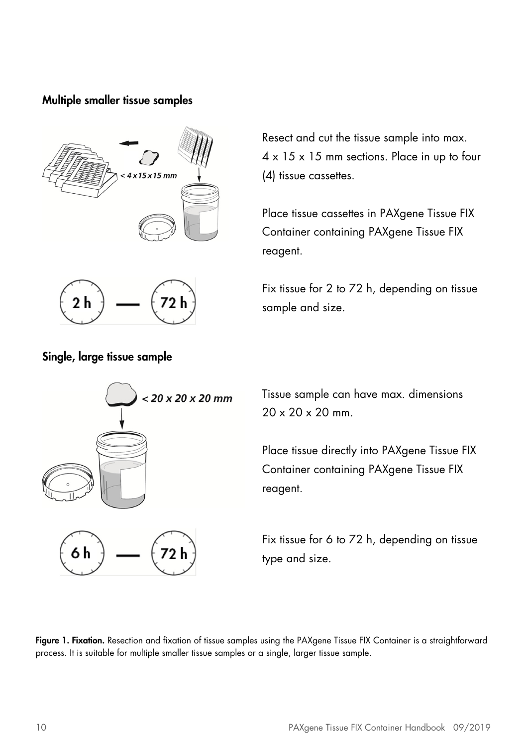### Multiple smaller tissue samples

Resect and cut the tissue sample into max. 4 x 15 x 15 mm sections. Place in up to four (4) tissue cassettes.

Place tissue cassettes in PAXgene Tissue FIX Container containing PAXgene Tissue FIX reagent.

Fix tissue for 2 to 72 h, depending on tissue sample and size.

### Single, large tissue sample

Tissue sample can have max. dimensions 20 x 20 x 20 mm.

Place tissue directly into PAXgene Tissue FIX Container containing PAXgene Tissue FIX reagent.

Fix tissue for 6 to 72 h, depending on tissue type and size.

**Figure 1. Fixation.** Resection and fixation of tissue samples using the PAXgene Tissue FIX Container is a straightforward process. It is suitable for multiple smaller tissue samples or a single, larger tissue sample.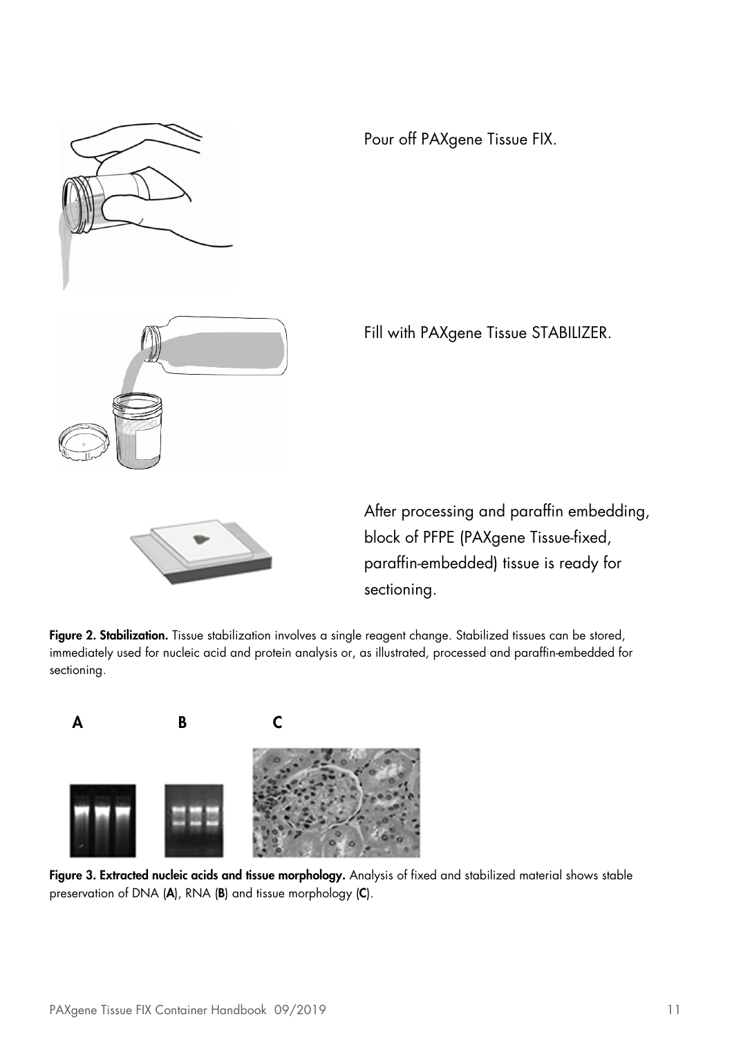Pour off PAXgene Tissue FIX.

Fill with PAXgene Tissue STABILIZER.

After processing and paraffin embedding, block of PFPE (PAXgene Tissue-fixed, paraffin-embedded) tissue is ready for sectioning.

**Figure 2. Stabilization.** Tissue stabilization involves a single reagent change. Stabilized tissues can be stored, immediately used for nucleic acid and protein analysis or, as illustrated, processed and paraffin-embedded for sectioning.

A B C

**Figure 3. Extracted nucleic acids and tissue morphology.** Analysis of fixed and stabilized material shows stable preservation of DNA (**A**), RNA (**B**) and tissue morphology (**C**).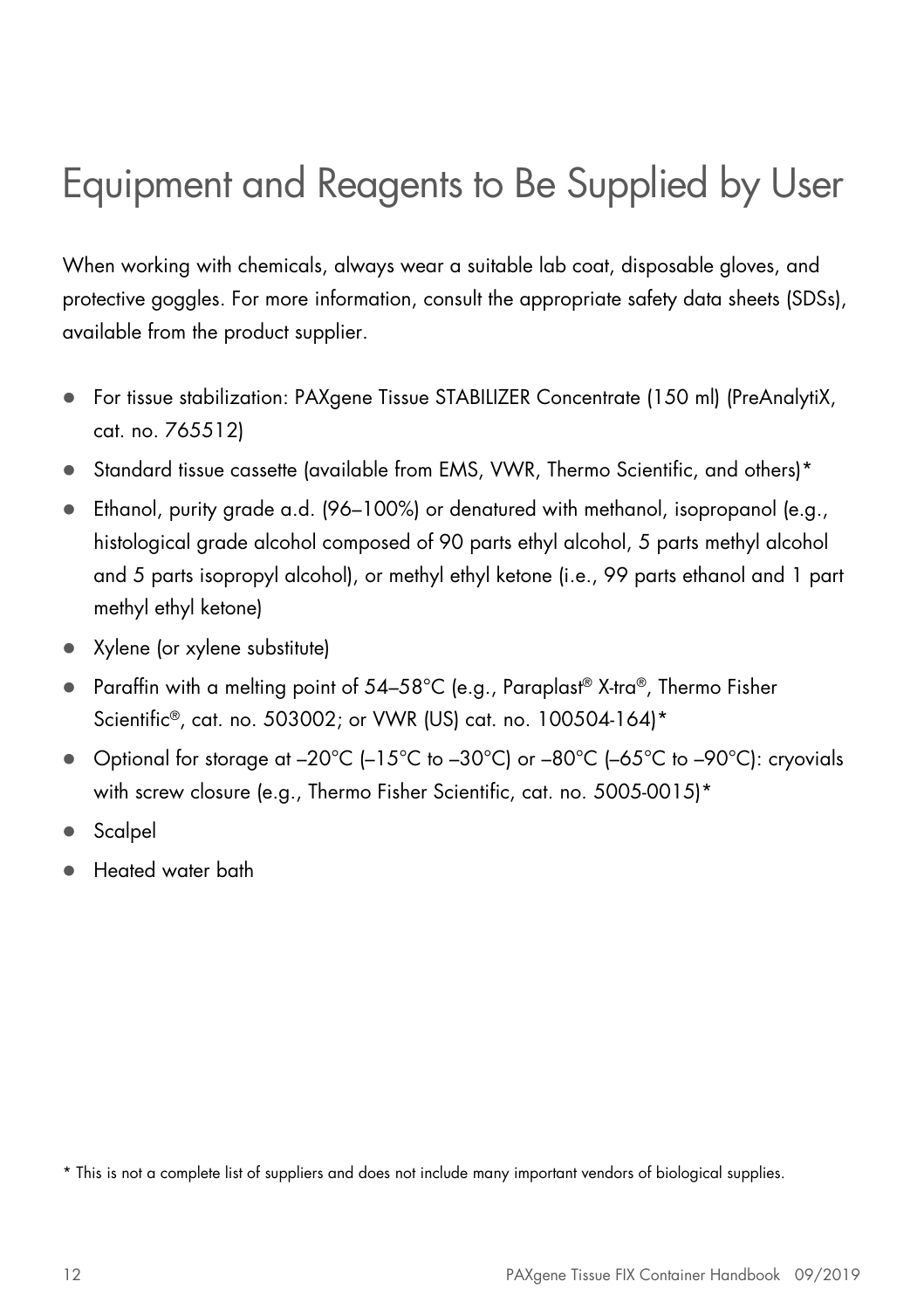# Equipment and Reagents to Be Supplied by User

When working with chemicals, always wear a suitable lab coat, disposable gloves, and protective goggles. For more information, consult the appropriate safety data sheets (SDSs), available from the product supplier.

- For tissue stabilization: PAXgene Tissue STABILIZER Concentrate (150 ml) (PreAnalytiX, cat. no. 765512)
- Standard tissue cassette (available from EMS, VWR, Thermo Scientific, and others)*
- Ethanol, purity grade a.d. (96–100%) or denatured with methanol, isopropanol (e.g., histological grade alcohol composed of 90 parts ethyl alcohol, 5 parts methyl alcohol and 5 parts isopropyl alcohol), or methyl ethyl ketone (i.e., 99 parts ethanol and 1 part methyl ethyl ketone)
- Xylene (or xylene substitute)
- Paraffin with a melting point of 54–58°C (e.g., Paraplast® X-tra®, Thermo Fisher Scientific®, cat. no. 503002; or VWR (US) cat. no. 100504-164)*
- Optional for storage at –20°C (–15°C to –30°C) or –80°C (–65°C to –90°C): cryovials with screw closure (e.g., Thermo Fisher Scientific, cat. no. 5005-0015)*
- Scalpel
- Heated water bath

* This is not a complete list of suppliers and does not include many important vendors of biological supplies.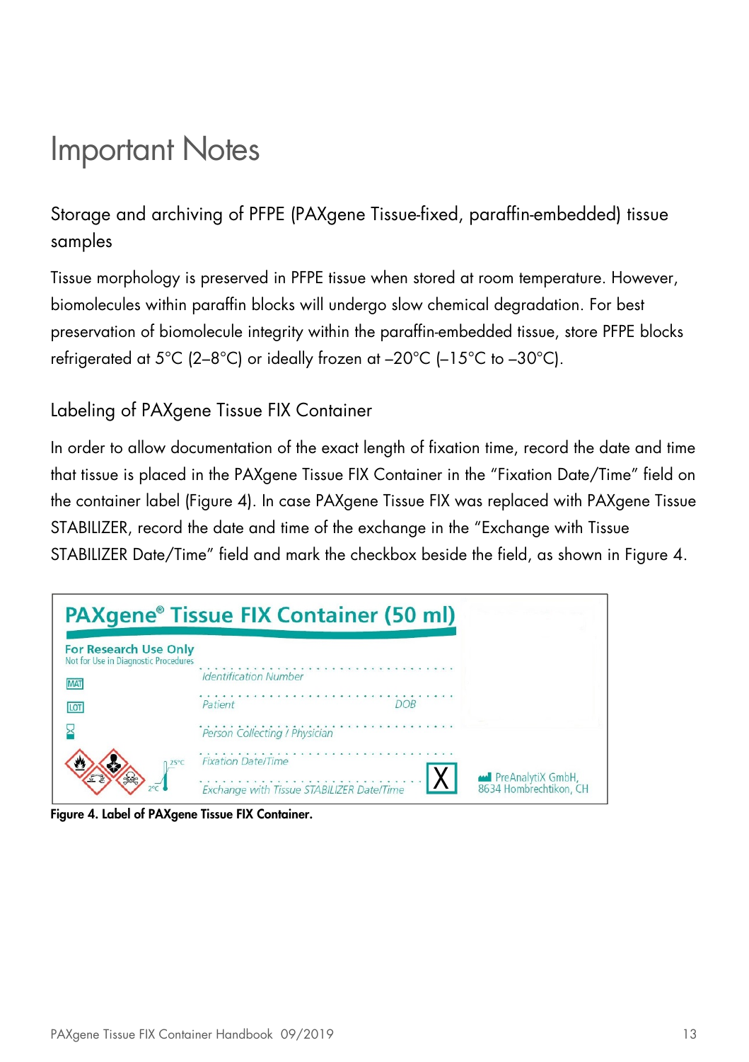# Important Notes

## Storage and archiving of PFPE (PAXgene Tissue-fixed, paraffin-embedded) tissue samples

Tissue morphology is preserved in PFPE tissue when stored at room temperature. However, biomolecules within paraffin blocks will undergo slow chemical degradation. For best preservation of biomolecule integrity within the paraffin-embedded tissue, store PFPE blocks refrigerated at 5°C (2–8°C) or ideally frozen at –20°C (–15°C to –30°C).

## Labeling of PAXgene Tissue FIX Container

In order to allow documentation of the exact length of fixation time, record the date and time that tissue is placed in the PAXgene Tissue FIX Container in the "Fixation Date/Time" field on the container label (Figure 4). In case PAXgene Tissue FIX was replaced with PAXgene Tissue STABILIZER, record the date and time of the exchange in the "Exchange with Tissue STABILIZER Date/Time" field and mark the checkbox beside the field, as shown in Figure 4.

**Figure 4. Label of PAXgene Tissue FIX Container.**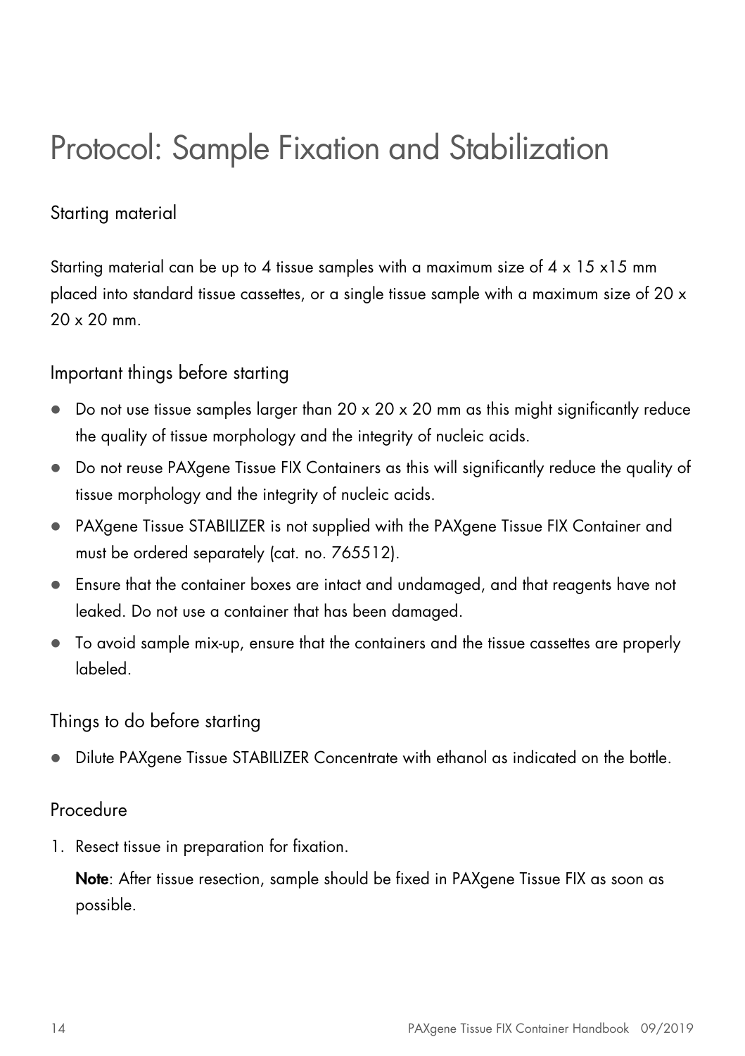# Protocol: Sample Fixation and Stabilization

## Starting material

Starting material can be up to 4 tissue samples with a maximum size of 4 x 15 x15 mm placed into standard tissue cassettes, or a single tissue sample with a maximum size of 20 x 20 x 20 mm.

## Important things before starting

- Do not use tissue samples larger than 20 x 20 x 20 mm as this might significantly reduce the quality of tissue morphology and the integrity of nucleic acids.
- Do not reuse PAXgene Tissue FIX Containers as this will significantly reduce the quality of tissue morphology and the integrity of nucleic acids.
- PAXgene Tissue STABILIZER is not supplied with the PAXgene Tissue FIX Container and must be ordered separately (cat. no. 765512).
- Ensure that the container boxes are intact and undamaged, and that reagents have not leaked. Do not use a container that has been damaged.
- To avoid sample mix-up, ensure that the containers and the tissue cassettes are properly labeled.

## Things to do before starting

- Dilute PAXgene Tissue STABILIZER Concentrate with ethanol as indicated on the bottle.

## Procedure

1. Resect tissue in preparation for fixation.

   **Note**: After tissue resection, sample should be fixed in PAXgene Tissue FIX as soon as possible.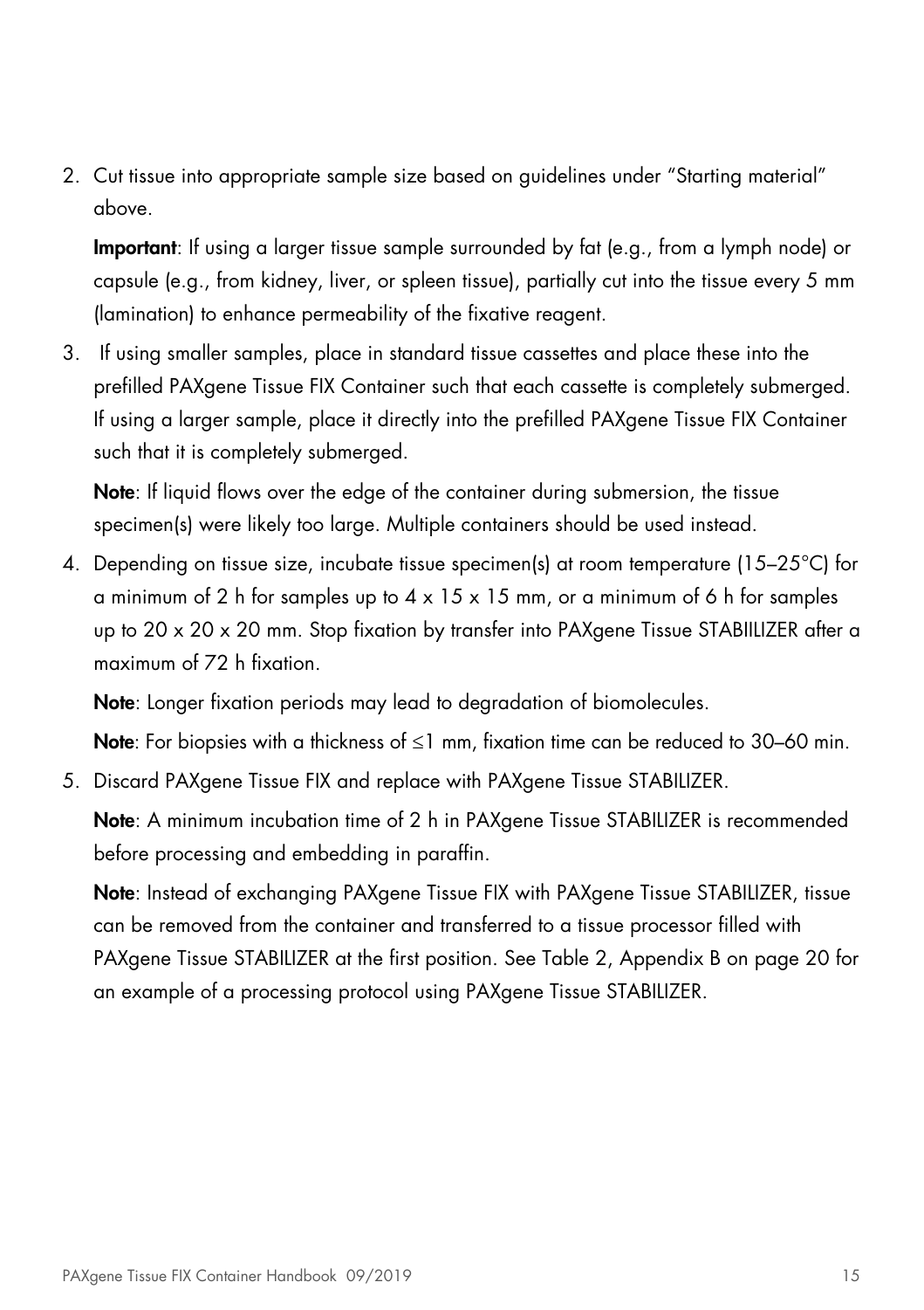2. Cut tissue into appropriate sample size based on guidelines under "Starting material" above.

   **Important**: If using a larger tissue sample surrounded by fat (e.g., from a lymph node) or capsule (e.g., from kidney, liver, or spleen tissue), partially cut into the tissue every 5 mm (lamination) to enhance permeability of the fixative reagent.

3. If using smaller samples, place in standard tissue cassettes and place these into the prefilled PAXgene Tissue FIX Container such that each cassette is completely submerged. If using a larger sample, place it directly into the prefilled PAXgene Tissue FIX Container such that it is completely submerged.

   **Note**: If liquid flows over the edge of the container during submersion, the tissue specimen(s) were likely too large. Multiple containers should be used instead.

4. Depending on tissue size, incubate tissue specimen(s) at room temperature (15–25°C) for a minimum of 2 h for samples up to 4 x 15 x 15 mm, or a minimum of 6 h for samples up to 20 x 20 x 20 mm. Stop fixation by transfer into PAXgene Tissue STABIILIZER after a maximum of 72 h fixation.

   **Note**: Longer fixation periods may lead to degradation of biomolecules.

   **Note**: For biopsies with a thickness of ≤1 mm, fixation time can be reduced to 30–60 min.

5. Discard PAXgene Tissue FIX and replace with PAXgene Tissue STABILIZER.

   **Note**: A minimum incubation time of 2 h in PAXgene Tissue STABILIZER is recommended before processing and embedding in paraffin.

   **Note**: Instead of exchanging PAXgene Tissue FIX with PAXgene Tissue STABILIZER, tissue can be removed from the container and transferred to a tissue processor filled with PAXgene Tissue STABILIZER at the first position. See Table 2, Appendix B on page 20 for an example of a processing protocol using PAXgene Tissue STABILIZER.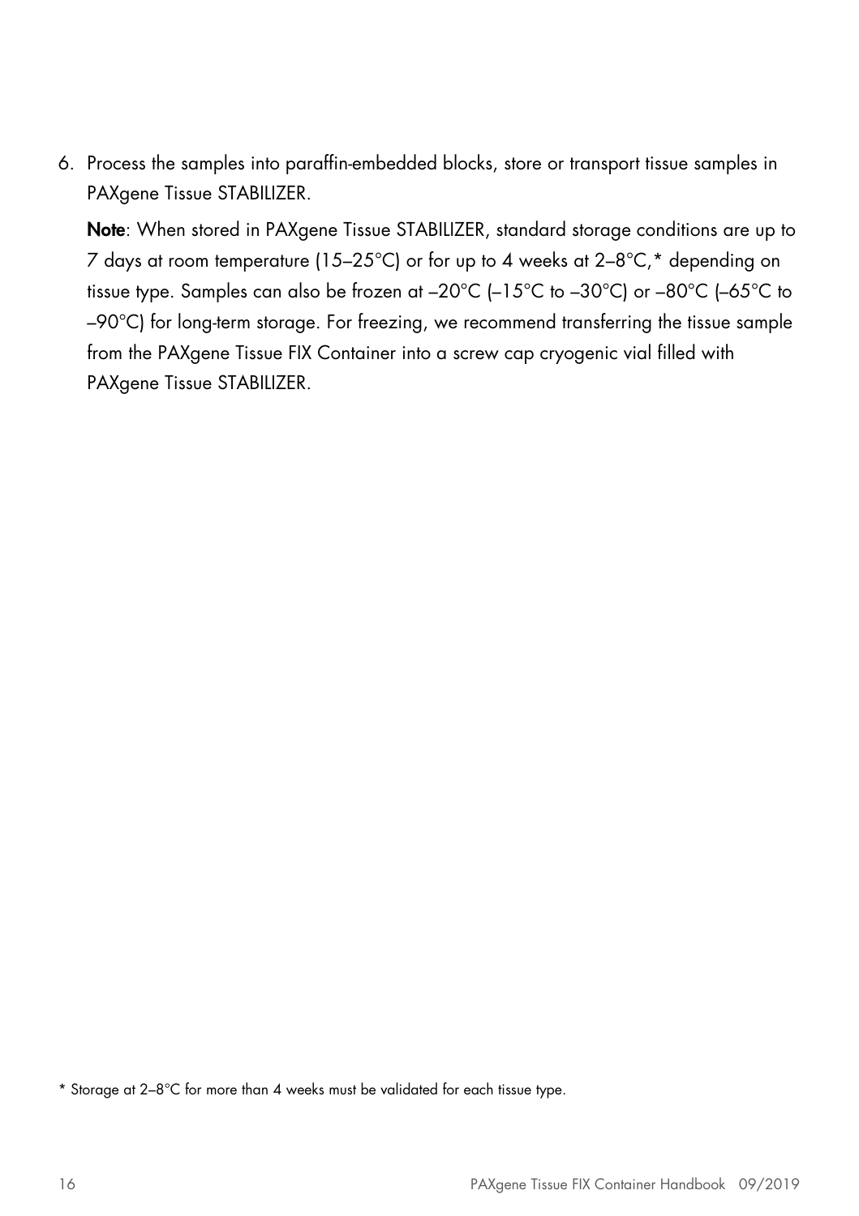6. Process the samples into paraffin-embedded blocks, store or transport tissue samples in PAXgene Tissue STABILIZER.

   **Note**: When stored in PAXgene Tissue STABILIZER, standard storage conditions are up to 7 days at room temperature (15–25°C) or for up to 4 weeks at 2–8°C,* depending on tissue type. Samples can also be frozen at –20°C (–15°C to –30°C) or –80°C (–65°C to –90°C) for long-term storage. For freezing, we recommend transferring the tissue sample from the PAXgene Tissue FIX Container into a screw cap cryogenic vial filled with PAXgene Tissue STABILIZER.

* Storage at 2–8°C for more than 4 weeks must be validated for each tissue type.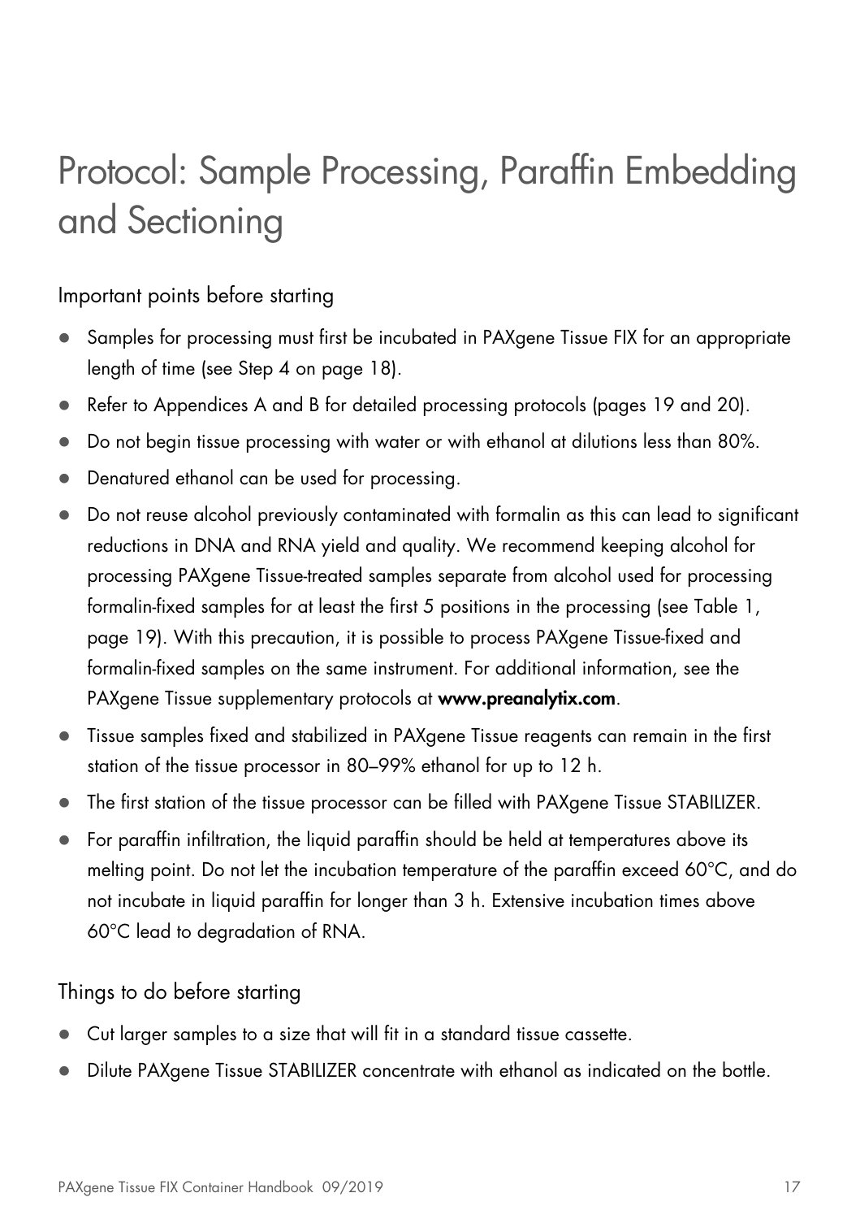# Protocol: Sample Processing, Paraffin Embedding and Sectioning

## Important points before starting

- Samples for processing must first be incubated in PAXgene Tissue FIX for an appropriate length of time (see Step 4 on page 18).
- Refer to Appendices A and B for detailed processing protocols (pages 19 and 20).
- Do not begin tissue processing with water or with ethanol at dilutions less than 80%.
- Denatured ethanol can be used for processing.
- Do not reuse alcohol previously contaminated with formalin as this can lead to significant reductions in DNA and RNA yield and quality. We recommend keeping alcohol for processing PAXgene Tissue-treated samples separate from alcohol used for processing formalin-fixed samples for at least the first 5 positions in the processing (see Table 1, page 19). With this precaution, it is possible to process PAXgene Tissue-fixed and formalin-fixed samples on the same instrument. For additional information, see the PAXgene Tissue supplementary protocols at **www.preanalytix.com**.
- Tissue samples fixed and stabilized in PAXgene Tissue reagents can remain in the first station of the tissue processor in 80–99% ethanol for up to 12 h.
- The first station of the tissue processor can be filled with PAXgene Tissue STABILIZER.
- For paraffin infiltration, the liquid paraffin should be held at temperatures above its melting point. Do not let the incubation temperature of the paraffin exceed 60°C, and do not incubate in liquid paraffin for longer than 3 h. Extensive incubation times above 60°C lead to degradation of RNA.

## Things to do before starting

- Cut larger samples to a size that will fit in a standard tissue cassette.
- Dilute PAXgene Tissue STABILIZER concentrate with ethanol as indicated on the bottle.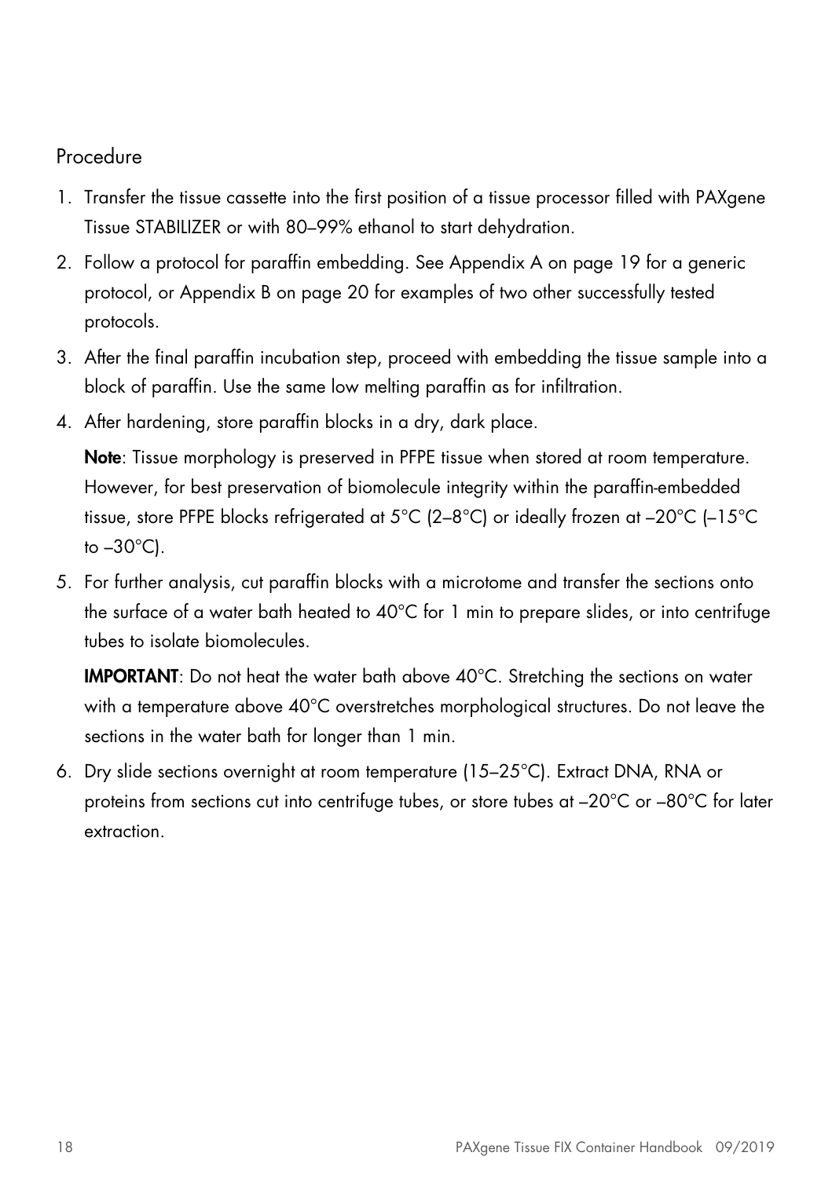## Procedure

1. Transfer the tissue cassette into the first position of a tissue processor filled with PAXgene Tissue STABILIZER or with 80–99% ethanol to start dehydration.
2. Follow a protocol for paraffin embedding. See Appendix A on page 19 for a generic protocol, or Appendix B on page 20 for examples of two other successfully tested protocols.
3. After the final paraffin incubation step, proceed with embedding the tissue sample into a block of paraffin. Use the same low melting paraffin as for infiltration.
4. After hardening, store paraffin blocks in a dry, dark place.

   **Note**: Tissue morphology is preserved in PFPE tissue when stored at room temperature. However, for best preservation of biomolecule integrity within the paraffin-embedded tissue, store PFPE blocks refrigerated at 5°C (2–8°C) or ideally frozen at –20°C (–15°C to –30°C).

5. For further analysis, cut paraffin blocks with a microtome and transfer the sections onto the surface of a water bath heated to 40°C for 1 min to prepare slides, or into centrifuge tubes to isolate biomolecules.

   **IMPORTANT**: Do not heat the water bath above 40°C. Stretching the sections on water with a temperature above 40°C overstretches morphological structures. Do not leave the sections in the water bath for longer than 1 min.

6. Dry slide sections overnight at room temperature (15–25°C). Extract DNA, RNA or proteins from sections cut into centrifuge tubes, or store tubes at –20°C or –80°C for later extraction.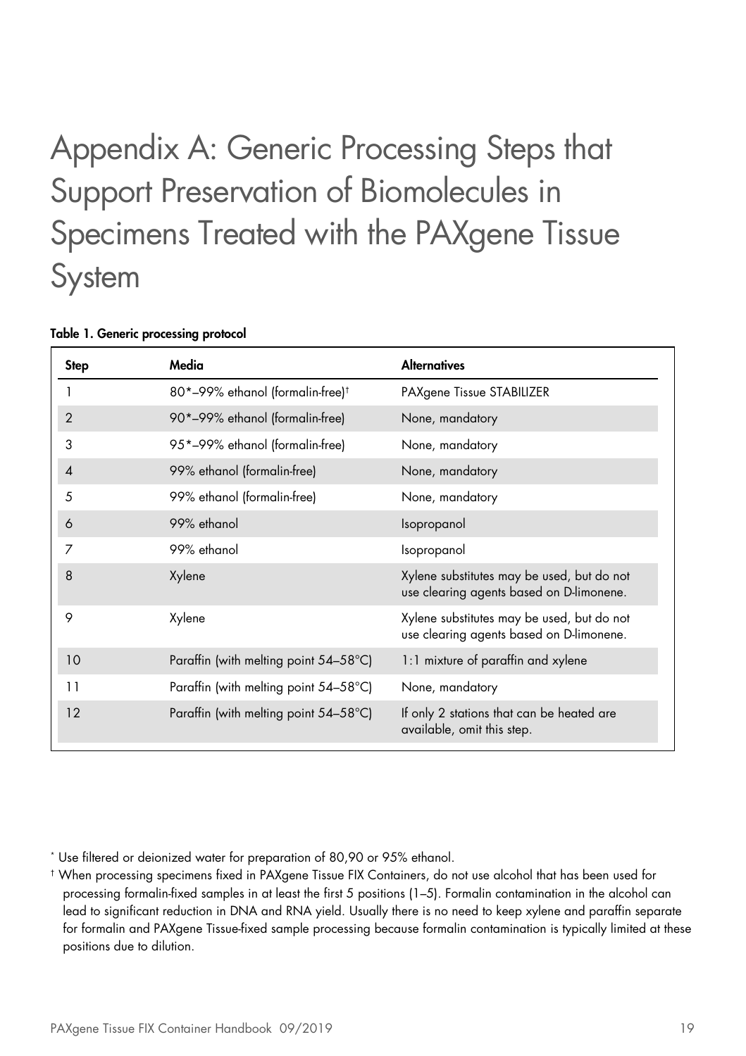# Appendix A: Generic Processing Steps that Support Preservation of Biomolecules in Specimens Treated with the PAXgene Tissue System

**Table 1. Generic processing protocol**

| Step | Media | Alternatives |
|---|---|---|
| 1 | 80*–99% ethanol (formalin-free)† | PAXgene Tissue STABILIZER |
| 2 | 90*–99% ethanol (formalin-free) | None, mandatory |
| 3 | 95*–99% ethanol (formalin-free) | None, mandatory |
| 4 | 99% ethanol (formalin-free) | None, mandatory |
| 5 | 99% ethanol (formalin-free) | None, mandatory |
| 6 | 99% ethanol | Isopropanol |
| 7 | 99% ethanol | Isopropanol |
| 8 | Xylene | Xylene substitutes may be used, but do not use clearing agents based on D-limonene. |
| 9 | Xylene | Xylene substitutes may be used, but do not use clearing agents based on D-limonene. |
| 10 | Paraffin (with melting point 54–58°C) | 1:1 mixture of paraffin and xylene |
| 11 | Paraffin (with melting point 54–58°C) | None, mandatory |
| 12 | Paraffin (with melting point 54–58°C) | If only 2 stations that can be heated are available, omit this step. |

* Use filtered or deionized water for preparation of 80,90 or 95% ethanol.

† When processing specimens fixed in PAXgene Tissue FIX Containers, do not use alcohol that has been used for processing formalin-fixed samples in at least the first 5 positions (1–5). Formalin contamination in the alcohol can lead to significant reduction in DNA and RNA yield. Usually there is no need to keep xylene and paraffin separate for formalin and PAXgene Tissue-fixed sample processing because formalin contamination is typically limited at these positions due to dilution.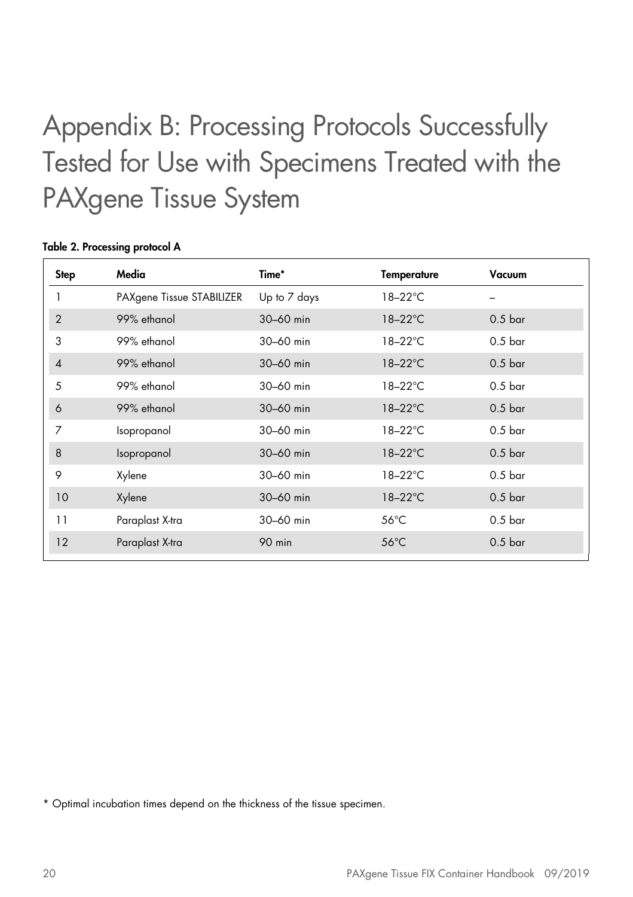# Appendix B: Processing Protocols Successfully Tested for Use with Specimens Treated with the PAXgene Tissue System

**Table 2. Processing protocol A**

| Step | Media | Time* | Temperature | Vacuum |
|---|---|---|---|---|
| 1 | PAXgene Tissue STABILIZER | Up to 7 days | 18–22°C | – |
| 2 | 99% ethanol | 30–60 min | 18–22°C | 0.5 bar |
| 3 | 99% ethanol | 30–60 min | 18–22°C | 0.5 bar |
| 4 | 99% ethanol | 30–60 min | 18–22°C | 0.5 bar |
| 5 | 99% ethanol | 30–60 min | 18–22°C | 0.5 bar |
| 6 | 99% ethanol | 30–60 min | 18–22°C | 0.5 bar |
| 7 | Isopropanol | 30–60 min | 18–22°C | 0.5 bar |
| 8 | Isopropanol | 30–60 min | 18–22°C | 0.5 bar |
| 9 | Xylene | 30–60 min | 18–22°C | 0.5 bar |
| 10 | Xylene | 30–60 min | 18–22°C | 0.5 bar |
| 11 | Paraplast X-tra | 30–60 min | 56°C | 0.5 bar |
| 12 | Paraplast X-tra | 90 min | 56°C | 0.5 bar |

* Optimal incubation times depend on the thickness of the tissue specimen.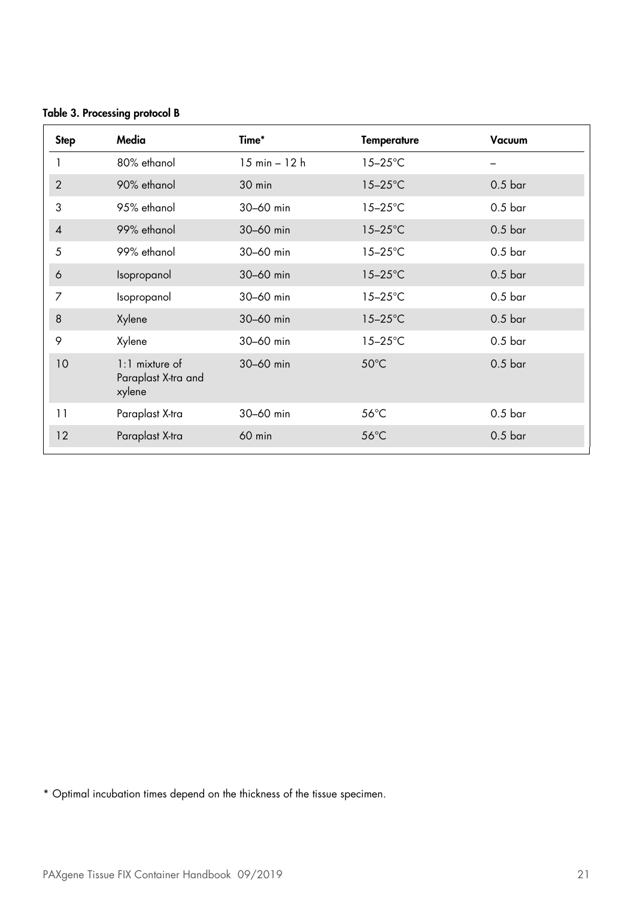**Table 3. Processing protocol B**

| Step | Media | Time* | Temperature | Vacuum |
|---|---|---|---|---|
| 1 | 80% ethanol | 15 min – 12 h | 15–25°C | – |
| 2 | 90% ethanol | 30 min | 15–25°C | 0.5 bar |
| 3 | 95% ethanol | 30–60 min | 15–25°C | 0.5 bar |
| 4 | 99% ethanol | 30–60 min | 15–25°C | 0.5 bar |
| 5 | 99% ethanol | 30–60 min | 15–25°C | 0.5 bar |
| 6 | Isopropanol | 30–60 min | 15–25°C | 0.5 bar |
| 7 | Isopropanol | 30–60 min | 15–25°C | 0.5 bar |
| 8 | Xylene | 30–60 min | 15–25°C | 0.5 bar |
| 9 | Xylene | 30–60 min | 15–25°C | 0.5 bar |
| 10 | 1:1 mixture of Paraplast X-tra and xylene | 30–60 min | 50°C | 0.5 bar |
| 11 | Paraplast X-tra | 30–60 min | 56°C | 0.5 bar |
| 12 | Paraplast X-tra | 60 min | 56°C | 0.5 bar |

* Optimal incubation times depend on the thickness of the tissue specimen.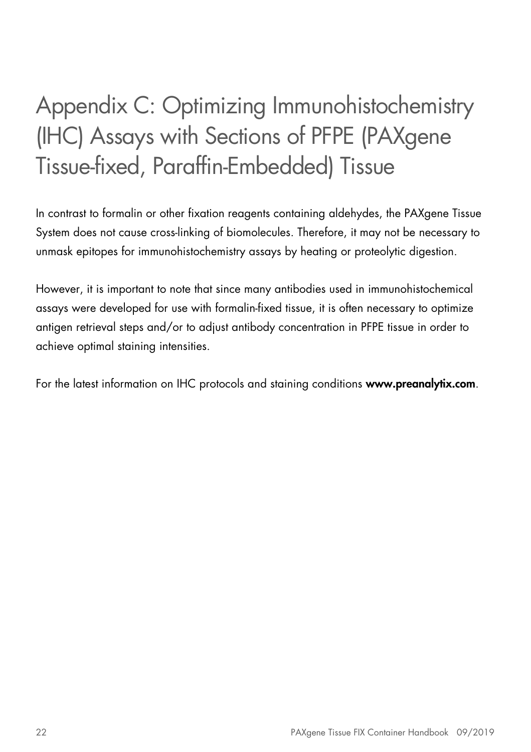# Appendix C: Optimizing Immunohistochemistry (IHC) Assays with Sections of PFPE (PAXgene Tissue-fixed, Paraffin-Embedded) Tissue

In contrast to formalin or other fixation reagents containing aldehydes, the PAXgene Tissue System does not cause cross-linking of biomolecules. Therefore, it may not be necessary to unmask epitopes for immunohistochemistry assays by heating or proteolytic digestion.

However, it is important to note that since many antibodies used in immunohistochemical assays were developed for use with formalin-fixed tissue, it is often necessary to optimize antigen retrieval steps and/or to adjust antibody concentration in PFPE tissue in order to achieve optimal staining intensities.

For the latest information on IHC protocols and staining conditions **www.preanalytix.com**.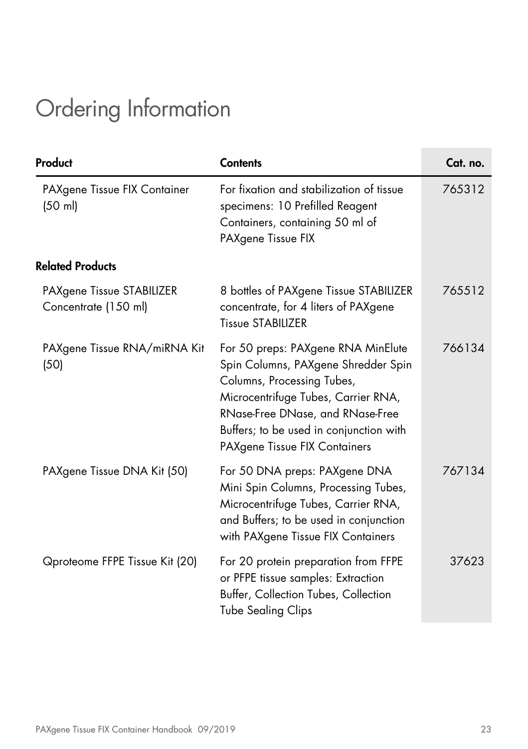# Ordering Information

| Product | Contents | Cat. no. |
|---|---|---|
| PAXgene Tissue FIX Container (50 ml) | For fixation and stabilization of tissue specimens: 10 Prefilled Reagent Containers, containing 50 ml of PAXgene Tissue FIX | 765312 |
| **Related Products** | | |
| PAXgene Tissue STABILIZER Concentrate (150 ml) | 8 bottles of PAXgene Tissue STABILIZER concentrate, for 4 liters of PAXgene Tissue STABILIZER | 765512 |
| PAXgene Tissue RNA/miRNA Kit (50) | For 50 preps: PAXgene RNA MinElute Spin Columns, PAXgene Shredder Spin Columns, Processing Tubes, Microcentrifuge Tubes, Carrier RNA, RNase-Free DNase, and RNase-Free Buffers; to be used in conjunction with PAXgene Tissue FIX Containers | 766134 |
| PAXgene Tissue DNA Kit (50) | For 50 DNA preps: PAXgene DNA Mini Spin Columns, Processing Tubes, Microcentrifuge Tubes, Carrier RNA, and Buffers; to be used in conjunction with PAXgene Tissue FIX Containers | 767134 |
| Qproteome FFPE Tissue Kit (20) | For 20 protein preparation from FFPE or PFPE tissue samples: Extraction Buffer, Collection Tubes, Collection Tube Sealing Clips | 37623 |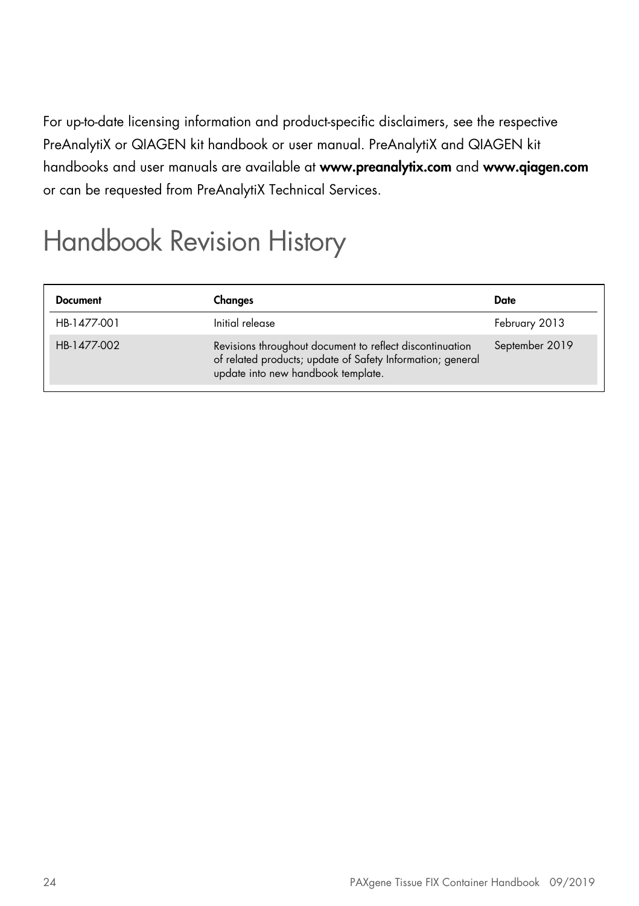For up-to-date licensing information and product-specific disclaimers, see the respective PreAnalytiX or QIAGEN kit handbook or user manual. PreAnalytiX and QIAGEN kit handbooks and user manuals are available at **www.preanalytix.com** and **www.qiagen.com** or can be requested from PreAnalytiX Technical Services.

# Handbook Revision History

| Document | Changes | Date |
|---|---|---|
| HB-1477-001 | Initial release | February 2013 |
| HB-1477-002 | Revisions throughout document to reflect discontinuation of related products; update of Safety Information; general update into new handbook template. | September 2019 |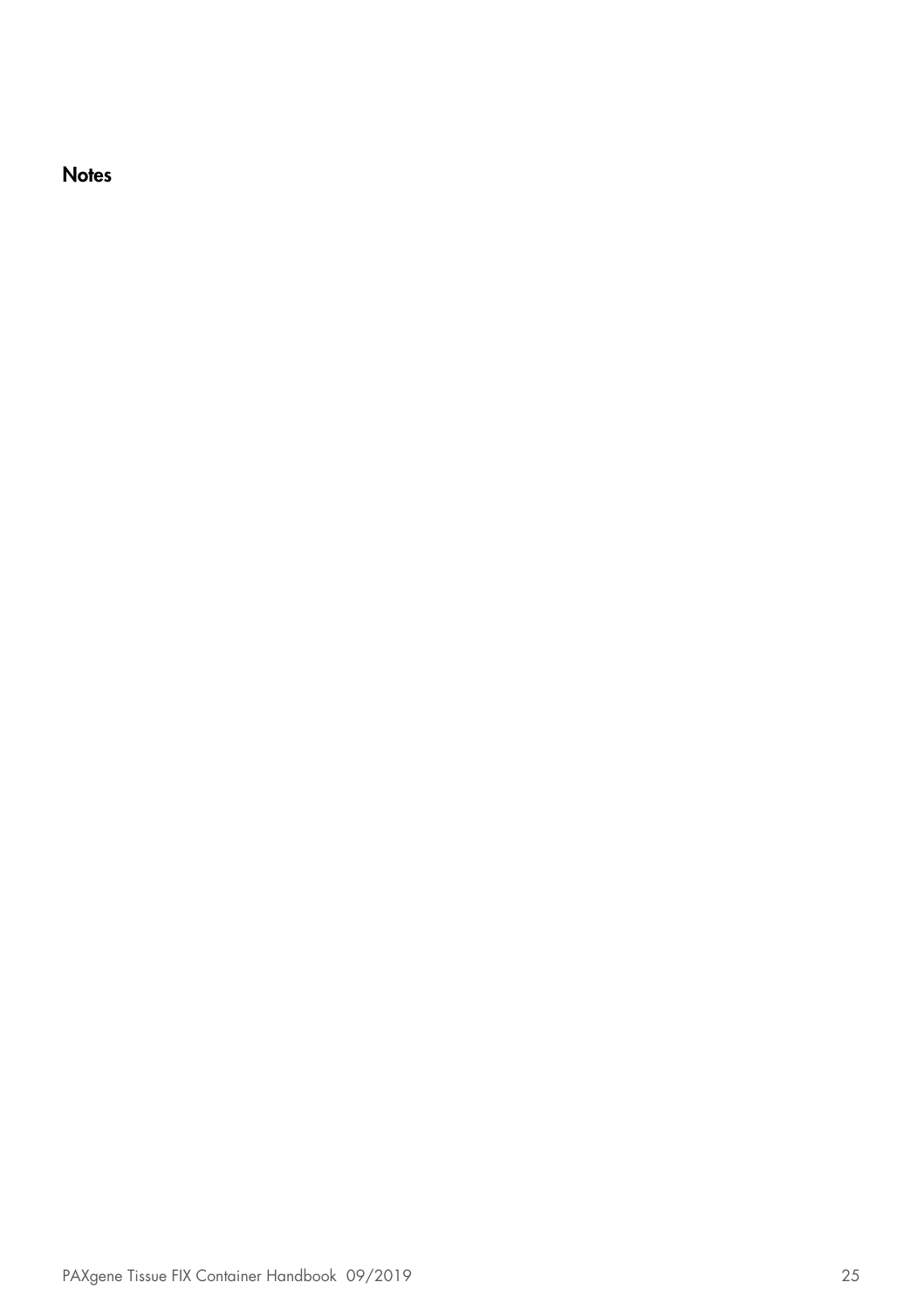## Notes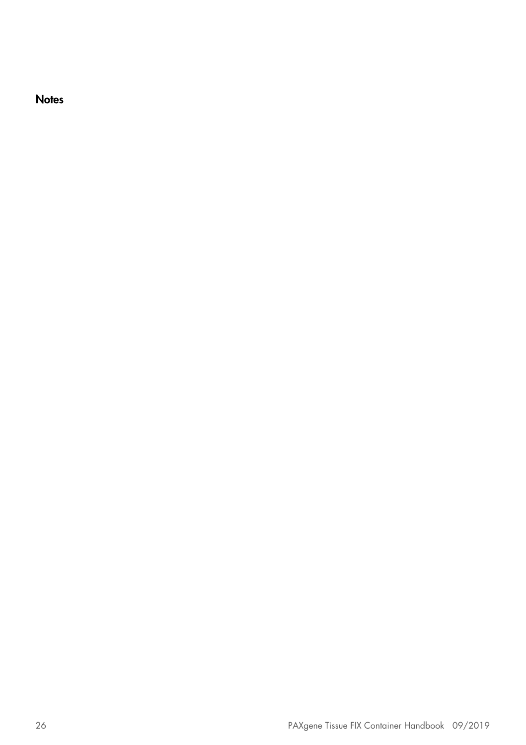## Notes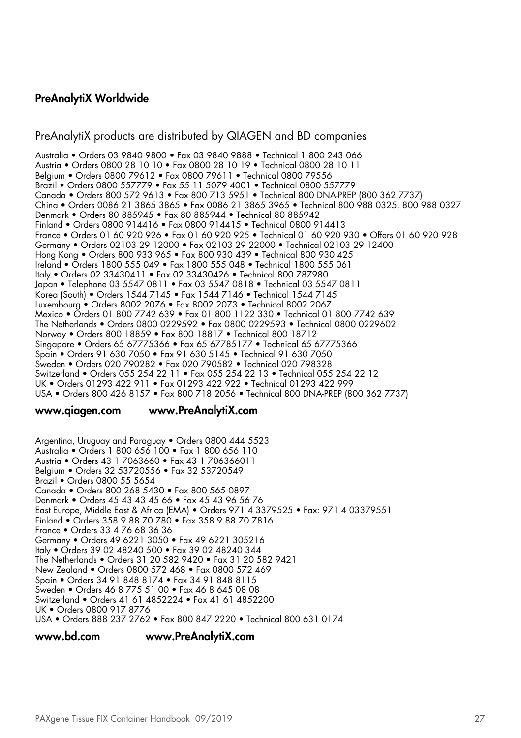## PreAnalytiX Worldwide

PreAnalytiX products are distributed by QIAGEN and BD companies

Australia • Orders 03 9840 9800 • Fax 03 9840 9888 • Technical 1 800 243 066
Austria • Orders 0800 28 10 10 • Fax 0800 28 10 19 • Technical 0800 28 10 11
Belgium • Orders 0800 79612 • Fax 0800 79611 • Technical 0800 79556
Brazil • Orders 0800 557779 • Fax 55 11 5079 4001 • Technical 0800 557779
Canada • Orders 800 572 9613 • Fax 800 713 5951 • Technical 800 DNA-PREP (800 362 7737)
China • Orders 0086 21 3865 3865 • Fax 0086 21 3865 3965 • Technical 800 988 0325, 800 988 0327
Denmark • Orders 80 885945 • Fax 80 885944 • Technical 80 885942
Finland • Orders 0800 914416 • Fax 0800 914415 • Technical 0800 914413
France • Orders 01 60 920 926 • Fax 01 60 920 925 • Technical 01 60 920 930 • Offers 01 60 920 928
Germany • Orders 02103 29 12000 • Fax 02103 29 22000 • Technical 02103 29 12400
Hong Kong • Orders 800 933 965 • Fax 800 930 439 • Technical 800 930 425
Ireland • Orders 1800 555 049 • Fax 1800 555 048 • Technical 1800 555 061
Italy • Orders 02 33430411 • Fax 02 33430426 • Technical 800 787980
Japan • Telephone 03 5547 0811 • Fax 03 5547 0818 • Technical 03 5547 0811
Korea (South) • Orders 1544 7145 • Fax 1544 7146 • Technical 1544 7145
Luxembourg • Orders 8002 2076 • Fax 8002 2073 • Technical 8002 2067
Mexico • Orders 01 800 7742 639 • Fax 01 800 1122 330 • Technical 01 800 7742 639
The Netherlands • Orders 0800 0229592 • Fax 0800 0229593 • Technical 0800 0229602
Norway • Orders 800 18859 • Fax 800 18817 • Technical 800 18712
Singapore • Orders 65 67775366 • Fax 65 67785177 • Technical 65 67775366
Spain • Orders 91 630 7050 • Fax 91 630 5145 • Technical 91 630 7050
Sweden • Orders 020 790282 • Fax 020 790582 • Technical 020 798328
Switzerland • Orders 055 254 22 11 • Fax 055 254 22 13 • Technical 055 254 22 12
UK • Orders 01293 422 911 • Fax 01293 422 922 • Technical 01293 422 999
USA • Orders 800 426 8157 • Fax 800 718 2056 • Technical 800 DNA-PREP (800 362 7737)

**www.qiagen.com** **www.PreAnalytiX.com**

Argentina, Uruguay and Paraguay • Orders 0800 444 5523
Australia • Orders 1 800 656 100 • Fax 1 800 656 110
Austria • Orders 43 1 7063660 • Fax 43 1 706366011
Belgium • Orders 32 53720556 • Fax 32 53720549
Brazil • Orders 0800 55 5654
Canada • Orders 800 268 5430 • Fax 800 565 0897
Denmark • Orders 45 43 43 45 66 • Fax 45 43 96 56 76
East Europe, Middle East & Africa (EMA) • Orders 971 4 3379525 • Fax: 971 4 03379551
Finland • Orders 358 9 88 70 780 • Fax 358 9 88 70 7816
France • Orders 33 4 76 68 36 36
Germany • Orders 49 6221 3050 • Fax 49 6221 305216
Italy • Orders 39 02 48240 500 • Fax 39 02 48240 344
The Netherlands • Orders 31 20 582 9420 • Fax 31 20 582 9421
New Zealand • Orders 0800 572 468 • Fax 0800 572 469
Spain • Orders 34 91 848 8174 • Fax 34 91 848 8115
Sweden • Orders 46 8 775 51 00 • Fax 46 8 645 08 08
Switzerland • Orders 41 61 4852224 • Fax 41 61 4852200
UK • Orders 0800 917 8776
USA • Orders 888 237 2762 • Fax 800 847 2220 • Technical 800 631 0174

**www.bd.com** **www.PreAnalytiX.com**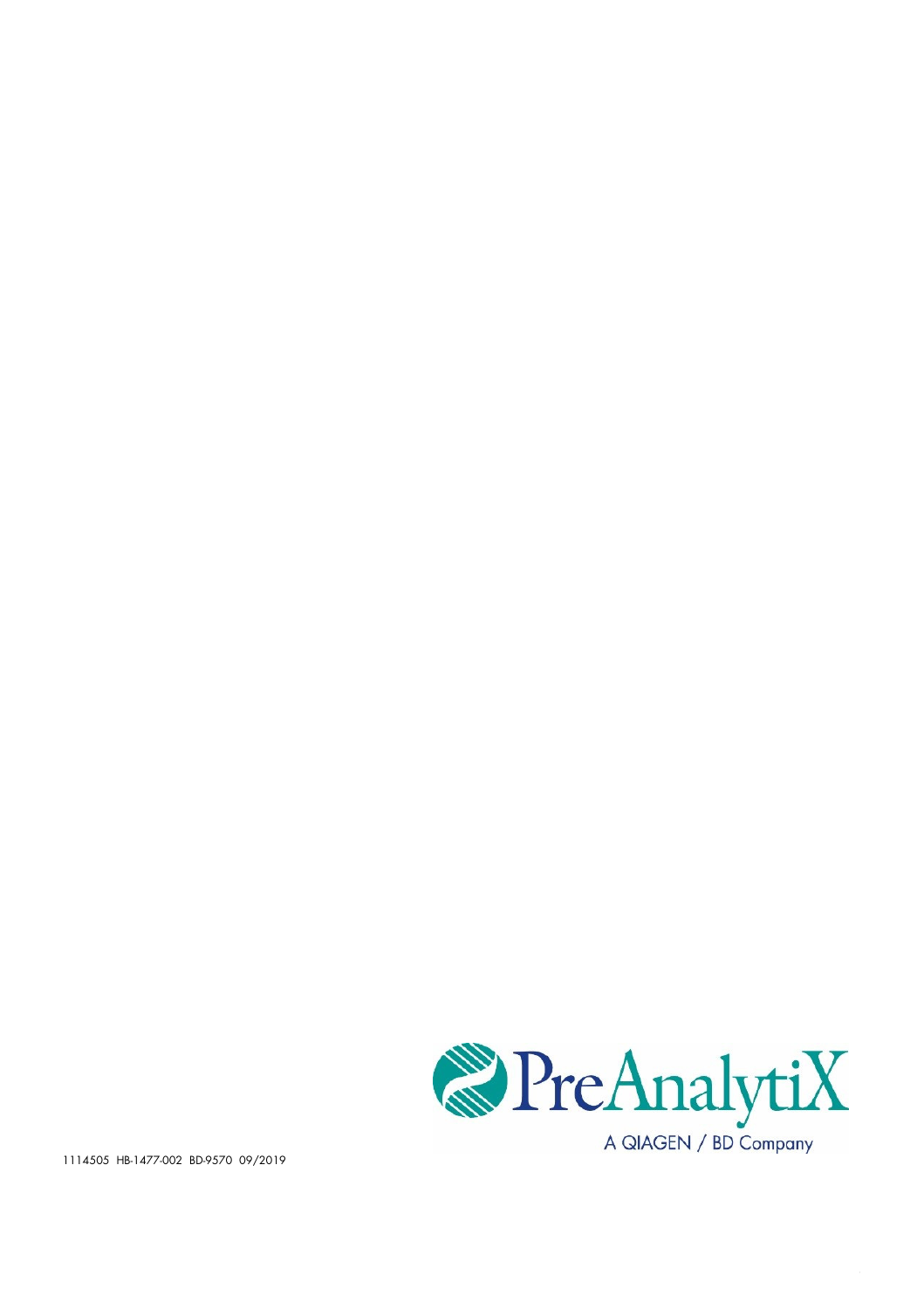PreAnalytiX

A QIAGEN / BD Company

1114505 HB-1477-002 BD-9570 09/2019